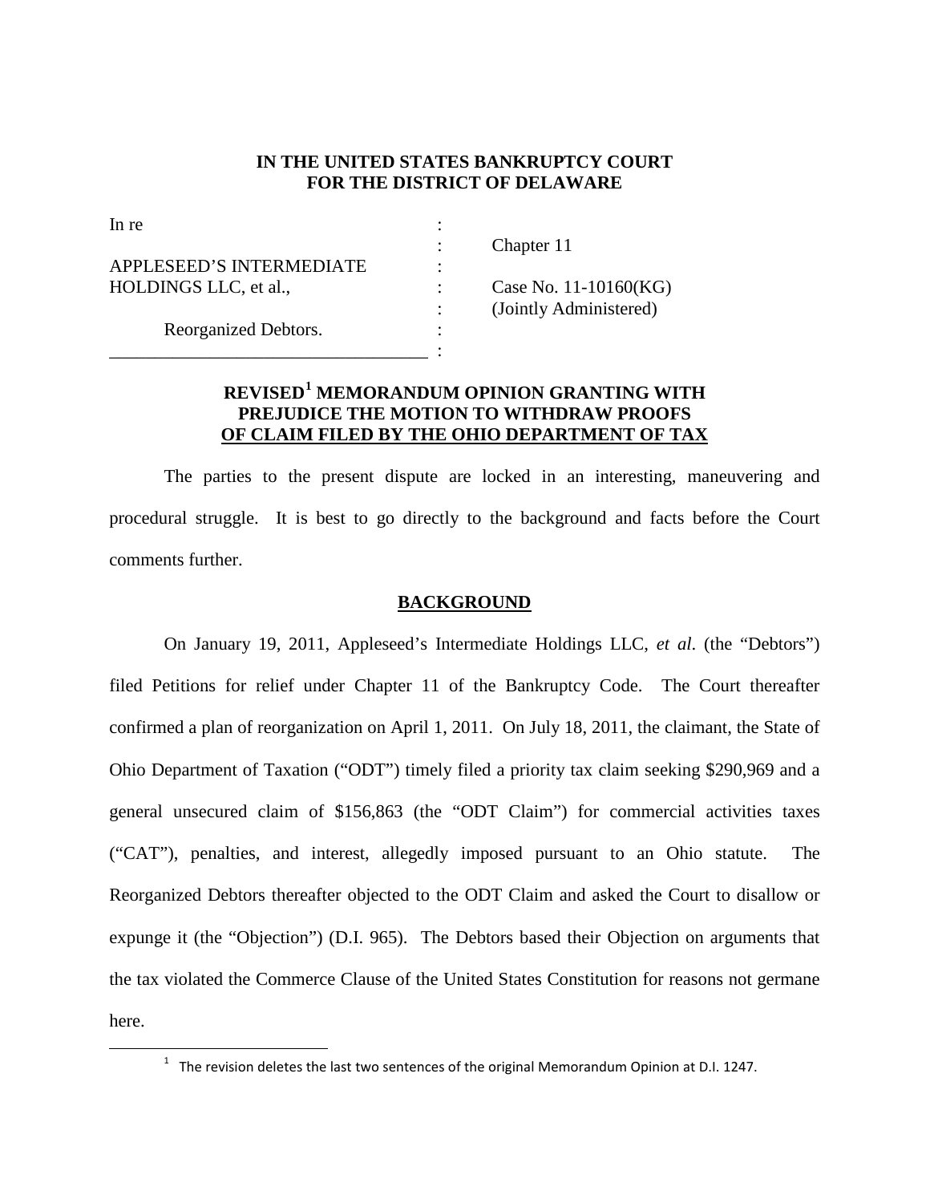**IN THE UNITED STATES BANKRUPTCY COURT**
**FOR THE DISTRICT OF DELAWARE**

| | | |
|---|---|---|
| In re | : | |
| | : | Chapter 11 |
| APPLESEED'S INTERMEDIATE | : | |
| HOLDINGS LLC, et al., | : | Case No. 11-10160(KG) |
| | : | (Jointly Administered) |
| Reorganized Debtors. | : | |
| | : | |

**REVISED[1] MEMORANDUM OPINION GRANTING WITH PREJUDICE THE MOTION TO WITHDRAW PROOFS OF CLAIM FILED BY THE OHIO DEPARTMENT OF TAX**

The parties to the present dispute are locked in an interesting, maneuvering and procedural struggle. It is best to go directly to the background and facts before the Court comments further.

**BACKGROUND**

On January 19, 2011, Appleseed's Intermediate Holdings LLC, *et al*. (the "Debtors") filed Petitions for relief under Chapter 11 of the Bankruptcy Code. The Court thereafter confirmed a plan of reorganization on April 1, 2011. On July 18, 2011, the claimant, the State of Ohio Department of Taxation ("ODT") timely filed a priority tax claim seeking $290,969 and a general unsecured claim of $156,863 (the "ODT Claim") for commercial activities taxes ("CAT"), penalties, and interest, allegedly imposed pursuant to an Ohio statute. The Reorganized Debtors thereafter objected to the ODT Claim and asked the Court to disallow or expunge it (the "Objection") (D.I. 965). The Debtors based their Objection on arguments that the tax violated the Commerce Clause of the United States Constitution for reasons not germane here.

[1] The revision deletes the last two sentences of the original Memorandum Opinion at D.I. 1247.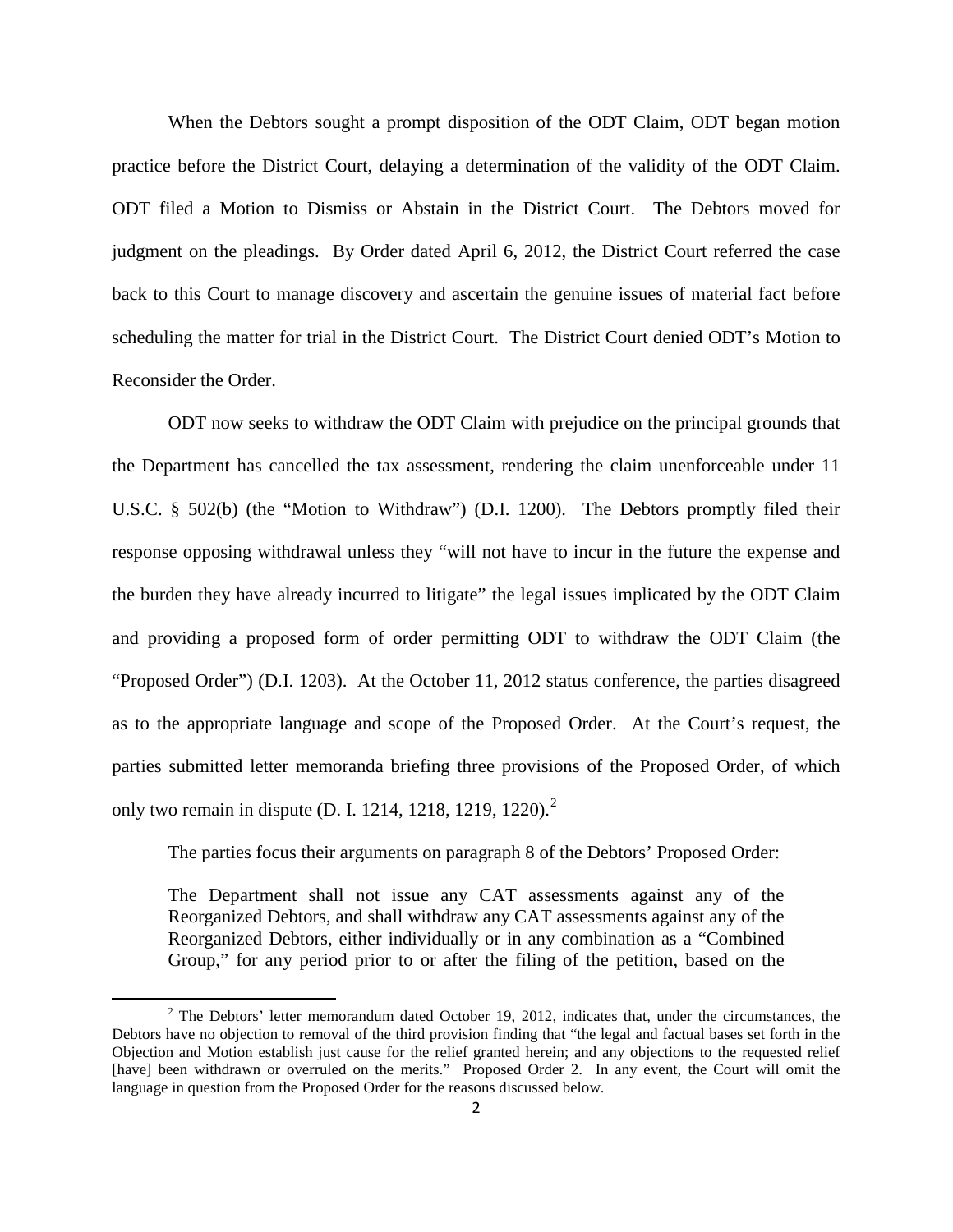When the Debtors sought a prompt disposition of the ODT Claim, ODT began motion practice before the District Court, delaying a determination of the validity of the ODT Claim. ODT filed a Motion to Dismiss or Abstain in the District Court. The Debtors moved for judgment on the pleadings. By Order dated April 6, 2012, the District Court referred the case back to this Court to manage discovery and ascertain the genuine issues of material fact before scheduling the matter for trial in the District Court. The District Court denied ODT's Motion to Reconsider the Order.

ODT now seeks to withdraw the ODT Claim with prejudice on the principal grounds that the Department has cancelled the tax assessment, rendering the claim unenforceable under 11 U.S.C. § 502(b) (the "Motion to Withdraw") (D.I. 1200). The Debtors promptly filed their response opposing withdrawal unless they "will not have to incur in the future the expense and the burden they have already incurred to litigate" the legal issues implicated by the ODT Claim and providing a proposed form of order permitting ODT to withdraw the ODT Claim (the "Proposed Order") (D.I. 1203). At the October 11, 2012 status conference, the parties disagreed as to the appropriate language and scope of the Proposed Order. At the Court's request, the parties submitted letter memoranda briefing three provisions of the Proposed Order, of which only two remain in dispute (D. I. 1214, 1218, 1219, 1220).[2]

The parties focus their arguments on paragraph 8 of the Debtors' Proposed Order:

> The Department shall not issue any CAT assessments against any of the Reorganized Debtors, and shall withdraw any CAT assessments against any of the Reorganized Debtors, either individually or in any combination as a "Combined Group," for any period prior to or after the filing of the petition, based on the

[2] The Debtors' letter memorandum dated October 19, 2012, indicates that, under the circumstances, the Debtors have no objection to removal of the third provision finding that "the legal and factual bases set forth in the Objection and Motion establish just cause for the relief granted herein; and any objections to the requested relief [have] been withdrawn or overruled on the merits." Proposed Order 2. In any event, the Court will omit the language in question from the Proposed Order for the reasons discussed below.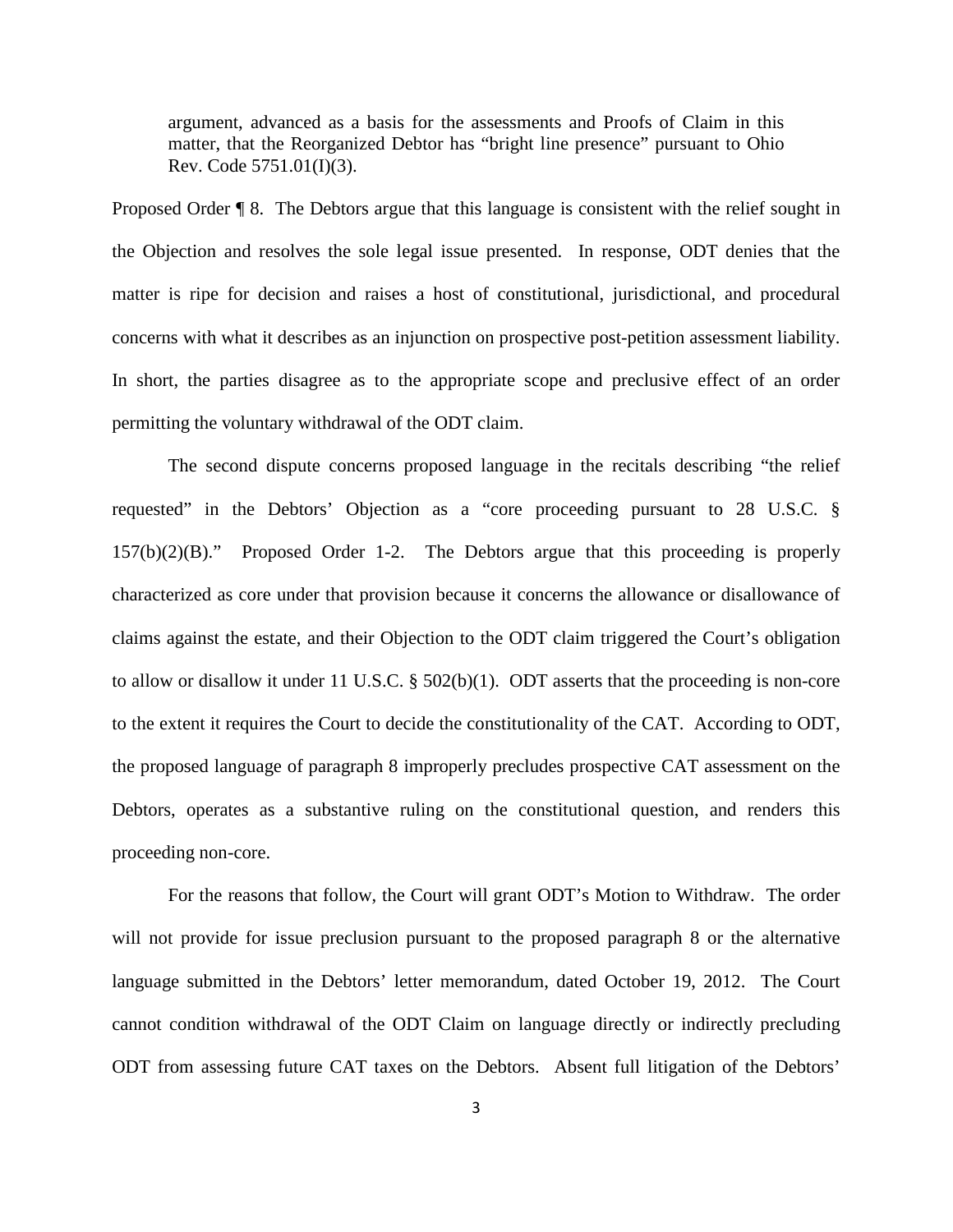> argument, advanced as a basis for the assessments and Proofs of Claim in this matter, that the Reorganized Debtor has "bright line presence" pursuant to Ohio Rev. Code 5751.01(I)(3).

Proposed Order ¶ 8. The Debtors argue that this language is consistent with the relief sought in the Objection and resolves the sole legal issue presented. In response, ODT denies that the matter is ripe for decision and raises a host of constitutional, jurisdictional, and procedural concerns with what it describes as an injunction on prospective post-petition assessment liability. In short, the parties disagree as to the appropriate scope and preclusive effect of an order permitting the voluntary withdrawal of the ODT claim.

The second dispute concerns proposed language in the recitals describing "the relief requested" in the Debtors' Objection as a "core proceeding pursuant to 28 U.S.C. § 157(b)(2)(B)." Proposed Order 1-2. The Debtors argue that this proceeding is properly characterized as core under that provision because it concerns the allowance or disallowance of claims against the estate, and their Objection to the ODT claim triggered the Court's obligation to allow or disallow it under 11 U.S.C. § 502(b)(1). ODT asserts that the proceeding is non-core to the extent it requires the Court to decide the constitutionality of the CAT. According to ODT, the proposed language of paragraph 8 improperly precludes prospective CAT assessment on the Debtors, operates as a substantive ruling on the constitutional question, and renders this proceeding non-core.

For the reasons that follow, the Court will grant ODT's Motion to Withdraw. The order will not provide for issue preclusion pursuant to the proposed paragraph 8 or the alternative language submitted in the Debtors' letter memorandum, dated October 19, 2012. The Court cannot condition withdrawal of the ODT Claim on language directly or indirectly precluding ODT from assessing future CAT taxes on the Debtors. Absent full litigation of the Debtors'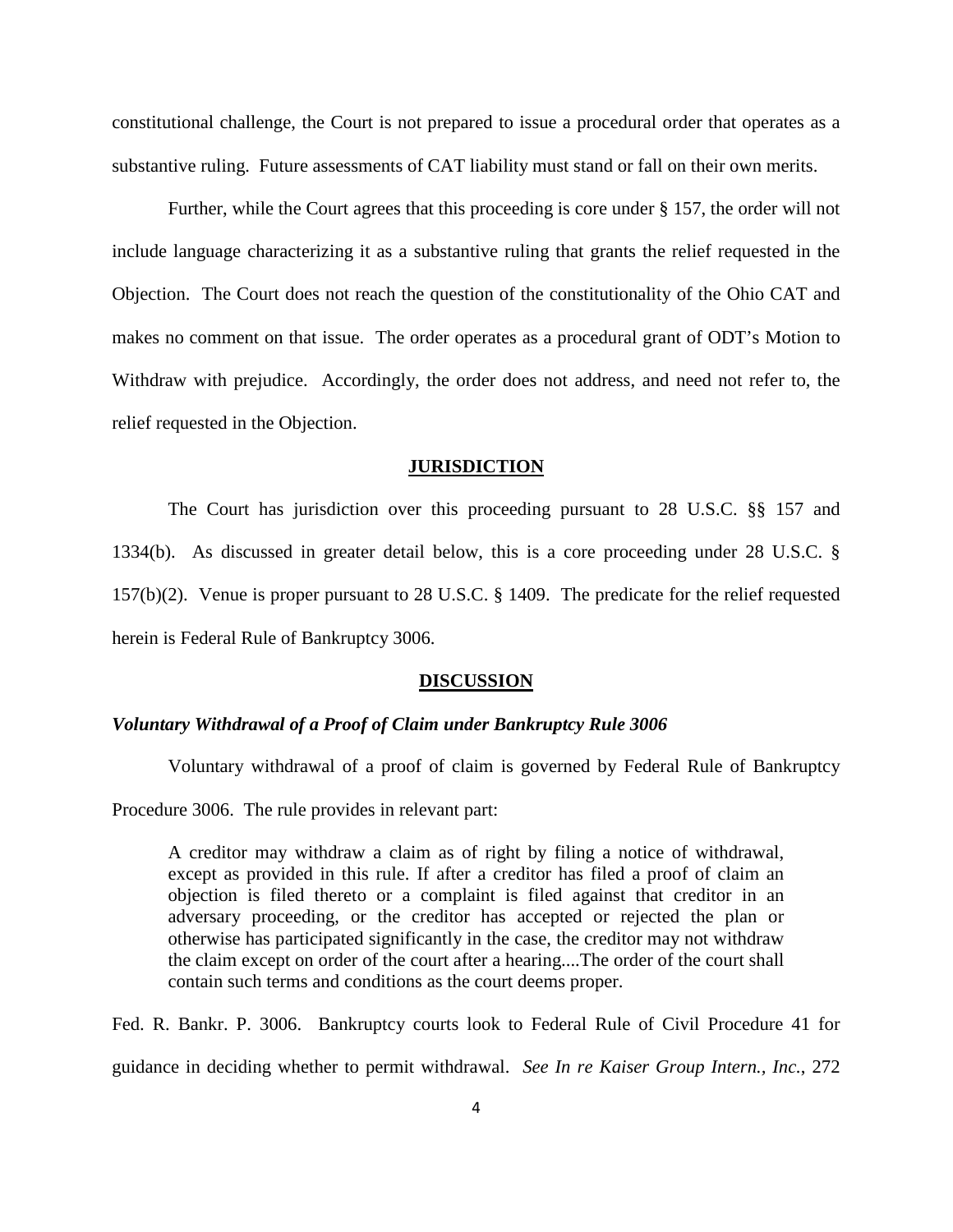constitutional challenge, the Court is not prepared to issue a procedural order that operates as a substantive ruling. Future assessments of CAT liability must stand or fall on their own merits.

Further, while the Court agrees that this proceeding is core under § 157, the order will not include language characterizing it as a substantive ruling that grants the relief requested in the Objection. The Court does not reach the question of the constitutionality of the Ohio CAT and makes no comment on that issue. The order operates as a procedural grant of ODT's Motion to Withdraw with prejudice. Accordingly, the order does not address, and need not refer to, the relief requested in the Objection.

## JURISDICTION

The Court has jurisdiction over this proceeding pursuant to 28 U.S.C. §§ 157 and 1334(b). As discussed in greater detail below, this is a core proceeding under 28 U.S.C. § 157(b)(2). Venue is proper pursuant to 28 U.S.C. § 1409. The predicate for the relief requested herein is Federal Rule of Bankruptcy 3006.

## DISCUSSION

### *Voluntary Withdrawal of a Proof of Claim under Bankruptcy Rule 3006*

Voluntary withdrawal of a proof of claim is governed by Federal Rule of Bankruptcy Procedure 3006. The rule provides in relevant part:

> A creditor may withdraw a claim as of right by filing a notice of withdrawal, except as provided in this rule. If after a creditor has filed a proof of claim an objection is filed thereto or a complaint is filed against that creditor in an adversary proceeding, or the creditor has accepted or rejected the plan or otherwise has participated significantly in the case, the creditor may not withdraw the claim except on order of the court after a hearing....The order of the court shall contain such terms and conditions as the court deems proper.

Fed. R. Bankr. P. 3006. Bankruptcy courts look to Federal Rule of Civil Procedure 41 for guidance in deciding whether to permit withdrawal. *See In re Kaiser Group Intern., Inc.*, 272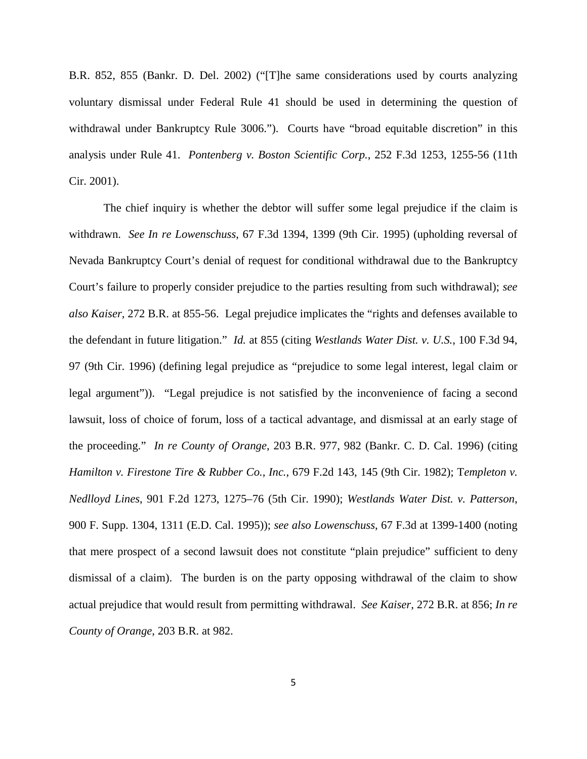B.R. 852, 855 (Bankr. D. Del. 2002) ("[T]he same considerations used by courts analyzing voluntary dismissal under Federal Rule 41 should be used in determining the question of withdrawal under Bankruptcy Rule 3006."). Courts have "broad equitable discretion" in this analysis under Rule 41. *Pontenberg v. Boston Scientific Corp.*, 252 F.3d 1253, 1255-56 (11th Cir. 2001).

The chief inquiry is whether the debtor will suffer some legal prejudice if the claim is withdrawn. *See In re Lowenschuss*, 67 F.3d 1394, 1399 (9th Cir. 1995) (upholding reversal of Nevada Bankruptcy Court's denial of request for conditional withdrawal due to the Bankruptcy Court's failure to properly consider prejudice to the parties resulting from such withdrawal); *see also Kaiser,* 272 B.R. at 855-56. Legal prejudice implicates the "rights and defenses available to the defendant in future litigation." *Id.* at 855 (citing *Westlands Water Dist. v. U.S.*, 100 F.3d 94, 97 (9th Cir. 1996) (defining legal prejudice as "prejudice to some legal interest, legal claim or legal argument")). "Legal prejudice is not satisfied by the inconvenience of facing a second lawsuit, loss of choice of forum, loss of a tactical advantage, and dismissal at an early stage of the proceeding." *In re County of Orange*, 203 B.R. 977, 982 (Bankr. C. D. Cal. 1996) (citing *Hamilton v. Firestone Tire & Rubber Co., Inc.*, 679 F.2d 143, 145 (9th Cir. 1982); *Templeton v. Nedlloyd Lines*, 901 F.2d 1273, 1275–76 (5th Cir. 1990); *Westlands Water Dist. v. Patterson*, 900 F. Supp. 1304, 1311 (E.D. Cal. 1995)); *see also Lowenschuss*, 67 F.3d at 1399-1400 (noting that mere prospect of a second lawsuit does not constitute "plain prejudice" sufficient to deny dismissal of a claim). The burden is on the party opposing withdrawal of the claim to show actual prejudice that would result from permitting withdrawal. *See Kaiser*, 272 B.R. at 856; *In re County of Orange*, 203 B.R. at 982.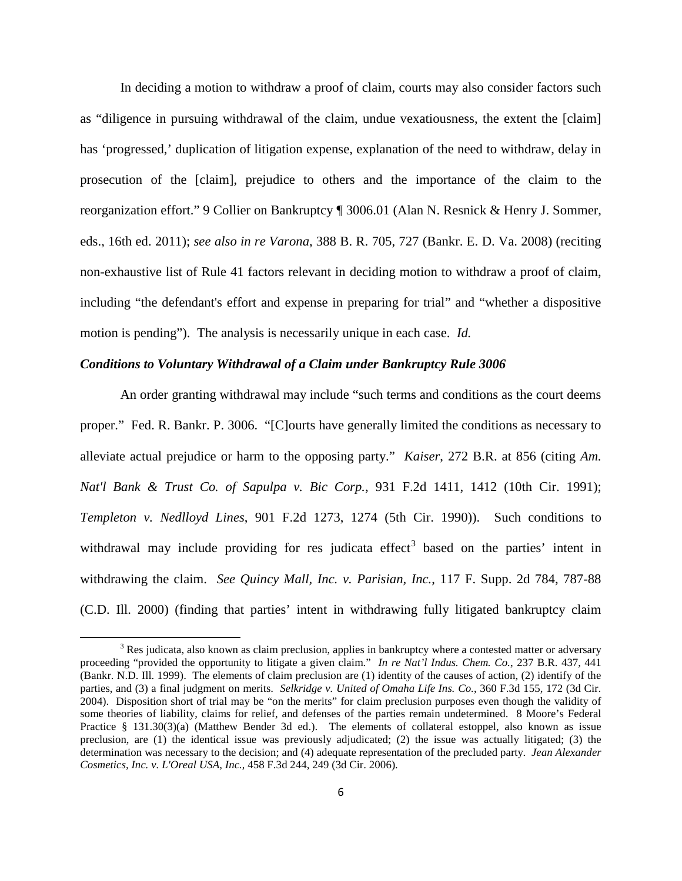In deciding a motion to withdraw a proof of claim, courts may also consider factors such as "diligence in pursuing withdrawal of the claim, undue vexatiousness, the extent the [claim] has 'progressed,' duplication of litigation expense, explanation of the need to withdraw, delay in prosecution of the [claim], prejudice to others and the importance of the claim to the reorganization effort." 9 Collier on Bankruptcy ¶ 3006.01 (Alan N. Resnick & Henry J. Sommer, eds., 16th ed. 2011); *see also in re Varona*, 388 B. R. 705, 727 (Bankr. E. D. Va. 2008) (reciting non-exhaustive list of Rule 41 factors relevant in deciding motion to withdraw a proof of claim, including "the defendant's effort and expense in preparing for trial" and "whether a dispositive motion is pending"). The analysis is necessarily unique in each case. *Id.*

***Conditions to Voluntary Withdrawal of a Claim under Bankruptcy Rule 3006***

An order granting withdrawal may include "such terms and conditions as the court deems proper." Fed. R. Bankr. P. 3006. "[C]ourts have generally limited the conditions as necessary to alleviate actual prejudice or harm to the opposing party." *Kaiser*, 272 B.R. at 856 (citing *Am. Nat'l Bank & Trust Co. of Sapulpa v. Bic Corp.*, 931 F.2d 1411, 1412 (10th Cir. 1991); *Templeton v. Nedlloyd Lines*, 901 F.2d 1273, 1274 (5th Cir. 1990)). Such conditions to withdrawal may include providing for res judicata effect[3] based on the parties' intent in withdrawing the claim. *See Quincy Mall, Inc. v. Parisian, Inc.*, 117 F. Supp. 2d 784, 787-88 (C.D. Ill. 2000) (finding that parties' intent in withdrawing fully litigated bankruptcy claim

[3] Res judicata, also known as claim preclusion, applies in bankruptcy where a contested matter or adversary proceeding "provided the opportunity to litigate a given claim." *In re Nat'l Indus. Chem. Co.*, 237 B.R. 437, 441 (Bankr. N.D. Ill. 1999). The elements of claim preclusion are (1) identity of the causes of action, (2) identify of the parties, and (3) a final judgment on merits. *Selkridge v. United of Omaha Life Ins. Co.*, 360 F.3d 155, 172 (3d Cir. 2004). Disposition short of trial may be "on the merits" for claim preclusion purposes even though the validity of some theories of liability, claims for relief, and defenses of the parties remain undetermined. 8 Moore's Federal Practice § 131.30(3)(a) (Matthew Bender 3d ed.). The elements of collateral estoppel, also known as issue preclusion, are (1) the identical issue was previously adjudicated; (2) the issue was actually litigated; (3) the determination was necessary to the decision; and (4) adequate representation of the precluded party. *Jean Alexander Cosmetics, Inc. v. L'Oreal USA, Inc.*, 458 F.3d 244, 249 (3d Cir. 2006).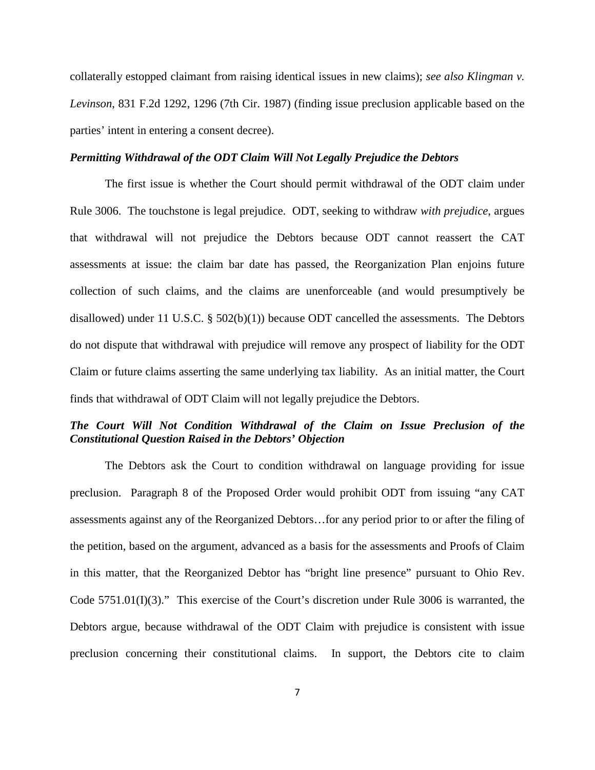collaterally estopped claimant from raising identical issues in new claims); *see also Klingman v. Levinson*, 831 F.2d 1292, 1296 (7th Cir. 1987) (finding issue preclusion applicable based on the parties' intent in entering a consent decree).

***Permitting Withdrawal of the ODT Claim Will Not Legally Prejudice the Debtors***

The first issue is whether the Court should permit withdrawal of the ODT claim under Rule 3006. The touchstone is legal prejudice. ODT, seeking to withdraw *with prejudice*, argues that withdrawal will not prejudice the Debtors because ODT cannot reassert the CAT assessments at issue: the claim bar date has passed, the Reorganization Plan enjoins future collection of such claims, and the claims are unenforceable (and would presumptively be disallowed) under 11 U.S.C. § 502(b)(1)) because ODT cancelled the assessments. The Debtors do not dispute that withdrawal with prejudice will remove any prospect of liability for the ODT Claim or future claims asserting the same underlying tax liability. As an initial matter, the Court finds that withdrawal of ODT Claim will not legally prejudice the Debtors.

***The Court Will Not Condition Withdrawal of the Claim on Issue Preclusion of the Constitutional Question Raised in the Debtors' Objection***

The Debtors ask the Court to condition withdrawal on language providing for issue preclusion. Paragraph 8 of the Proposed Order would prohibit ODT from issuing "any CAT assessments against any of the Reorganized Debtors…for any period prior to or after the filing of the petition, based on the argument, advanced as a basis for the assessments and Proofs of Claim in this matter, that the Reorganized Debtor has "bright line presence" pursuant to Ohio Rev. Code 5751.01(I)(3)." This exercise of the Court's discretion under Rule 3006 is warranted, the Debtors argue, because withdrawal of the ODT Claim with prejudice is consistent with issue preclusion concerning their constitutional claims. In support, the Debtors cite to claim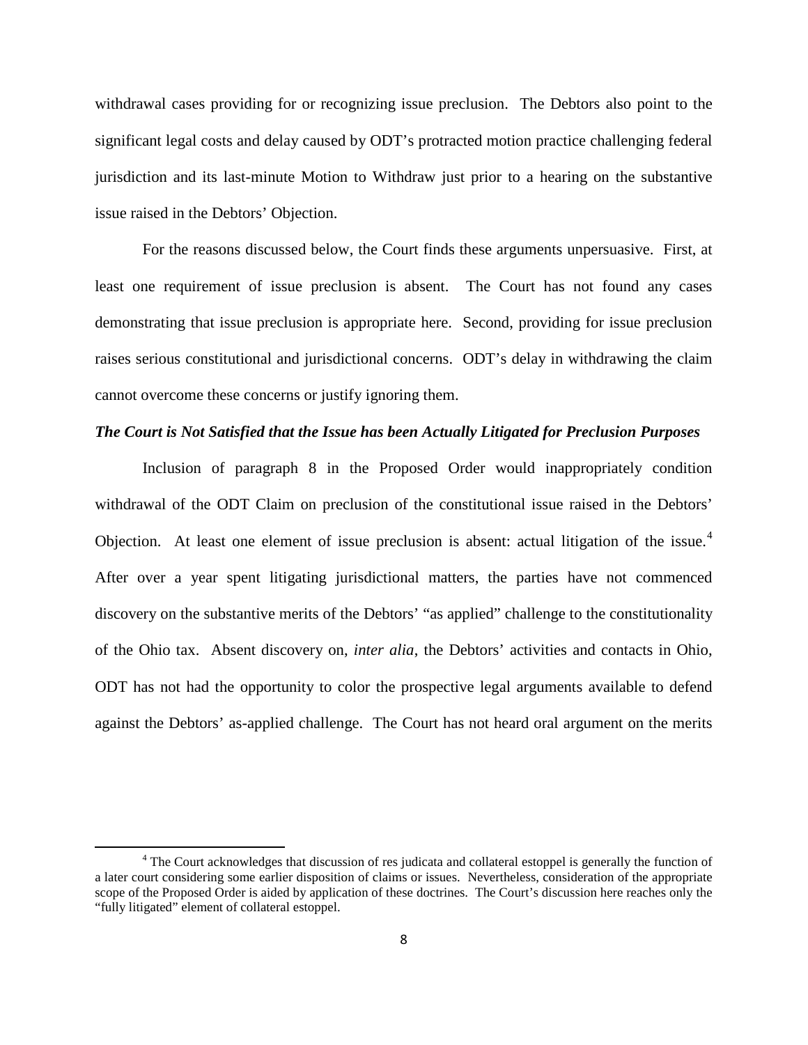withdrawal cases providing for or recognizing issue preclusion. The Debtors also point to the significant legal costs and delay caused by ODT's protracted motion practice challenging federal jurisdiction and its last-minute Motion to Withdraw just prior to a hearing on the substantive issue raised in the Debtors' Objection.

For the reasons discussed below, the Court finds these arguments unpersuasive. First, at least one requirement of issue preclusion is absent. The Court has not found any cases demonstrating that issue preclusion is appropriate here. Second, providing for issue preclusion raises serious constitutional and jurisdictional concerns. ODT's delay in withdrawing the claim cannot overcome these concerns or justify ignoring them.

***The Court is Not Satisfied that the Issue has been Actually Litigated for Preclusion Purposes***

Inclusion of paragraph 8 in the Proposed Order would inappropriately condition withdrawal of the ODT Claim on preclusion of the constitutional issue raised in the Debtors' Objection. At least one element of issue preclusion is absent: actual litigation of the issue.[4] After over a year spent litigating jurisdictional matters, the parties have not commenced discovery on the substantive merits of the Debtors' "as applied" challenge to the constitutionality of the Ohio tax. Absent discovery on, *inter alia*, the Debtors' activities and contacts in Ohio, ODT has not had the opportunity to color the prospective legal arguments available to defend against the Debtors' as-applied challenge. The Court has not heard oral argument on the merits

[4] The Court acknowledges that discussion of res judicata and collateral estoppel is generally the function of a later court considering some earlier disposition of claims or issues. Nevertheless, consideration of the appropriate scope of the Proposed Order is aided by application of these doctrines. The Court's discussion here reaches only the "fully litigated" element of collateral estoppel.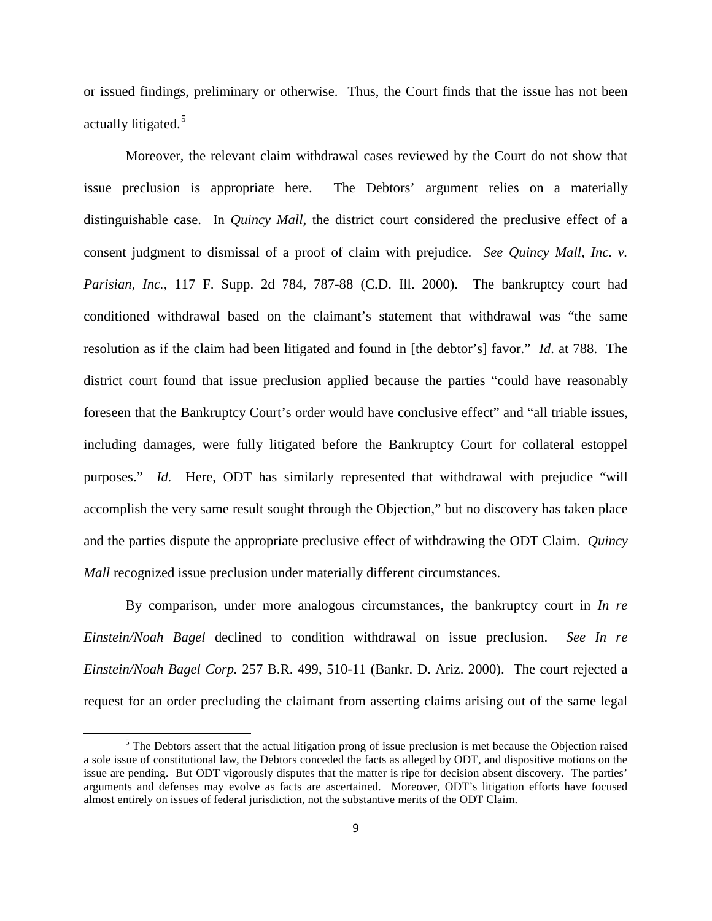or issued findings, preliminary or otherwise. Thus, the Court finds that the issue has not been actually litigated.[5]

Moreover, the relevant claim withdrawal cases reviewed by the Court do not show that issue preclusion is appropriate here. The Debtors' argument relies on a materially distinguishable case. In *Quincy Mall*, the district court considered the preclusive effect of a consent judgment to dismissal of a proof of claim with prejudice. *See Quincy Mall, Inc. v. Parisian, Inc.*, 117 F. Supp. 2d 784, 787-88 (C.D. Ill. 2000). The bankruptcy court had conditioned withdrawal based on the claimant's statement that withdrawal was "the same resolution as if the claim had been litigated and found in [the debtor's] favor." *Id.* at 788. The district court found that issue preclusion applied because the parties "could have reasonably foreseen that the Bankruptcy Court's order would have conclusive effect" and "all triable issues, including damages, were fully litigated before the Bankruptcy Court for collateral estoppel purposes." *Id.* Here, ODT has similarly represented that withdrawal with prejudice "will accomplish the very same result sought through the Objection," but no discovery has taken place and the parties dispute the appropriate preclusive effect of withdrawing the ODT Claim. *Quincy Mall* recognized issue preclusion under materially different circumstances.

By comparison, under more analogous circumstances, the bankruptcy court in *In re Einstein/Noah Bagel* declined to condition withdrawal on issue preclusion. *See In re Einstein/Noah Bagel Corp.* 257 B.R. 499, 510-11 (Bankr. D. Ariz. 2000). The court rejected a request for an order precluding the claimant from asserting claims arising out of the same legal

[5] The Debtors assert that the actual litigation prong of issue preclusion is met because the Objection raised a sole issue of constitutional law, the Debtors conceded the facts as alleged by ODT, and dispositive motions on the issue are pending. But ODT vigorously disputes that the matter is ripe for decision absent discovery. The parties' arguments and defenses may evolve as facts are ascertained. Moreover, ODT's litigation efforts have focused almost entirely on issues of federal jurisdiction, not the substantive merits of the ODT Claim.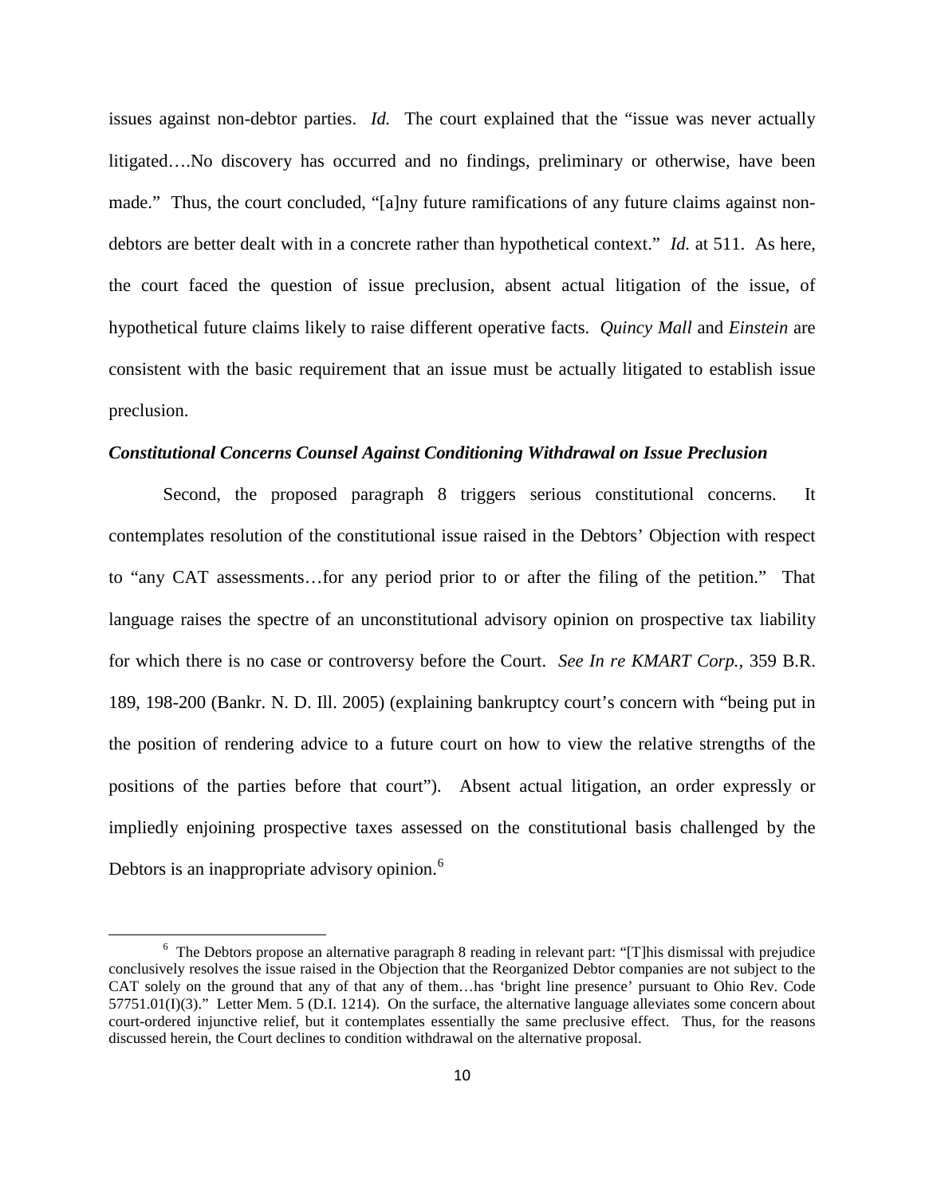issues against non-debtor parties. *Id.* The court explained that the "issue was never actually litigated….No discovery has occurred and no findings, preliminary or otherwise, have been made." Thus, the court concluded, "[a]ny future ramifications of any future claims against non-debtors are better dealt with in a concrete rather than hypothetical context." *Id.* at 511. As here, the court faced the question of issue preclusion, absent actual litigation of the issue, of hypothetical future claims likely to raise different operative facts. *Quincy Mall* and *Einstein* are consistent with the basic requirement that an issue must be actually litigated to establish issue preclusion.

***Constitutional Concerns Counsel Against Conditioning Withdrawal on Issue Preclusion***

Second, the proposed paragraph 8 triggers serious constitutional concerns. It contemplates resolution of the constitutional issue raised in the Debtors' Objection with respect to "any CAT assessments…for any period prior to or after the filing of the petition." That language raises the spectre of an unconstitutional advisory opinion on prospective tax liability for which there is no case or controversy before the Court. *See In re KMART Corp.*, 359 B.R. 189, 198-200 (Bankr. N. D. Ill. 2005) (explaining bankruptcy court's concern with "being put in the position of rendering advice to a future court on how to view the relative strengths of the positions of the parties before that court"). Absent actual litigation, an order expressly or impliedly enjoining prospective taxes assessed on the constitutional basis challenged by the Debtors is an inappropriate advisory opinion.[6]

[6] The Debtors propose an alternative paragraph 8 reading in relevant part: "[T]his dismissal with prejudice conclusively resolves the issue raised in the Objection that the Reorganized Debtor companies are not subject to the CAT solely on the ground that any of that any of them…has 'bright line presence' pursuant to Ohio Rev. Code 57751.01(I)(3)." Letter Mem. 5 (D.I. 1214). On the surface, the alternative language alleviates some concern about court-ordered injunctive relief, but it contemplates essentially the same preclusive effect. Thus, for the reasons discussed herein, the Court declines to condition withdrawal on the alternative proposal.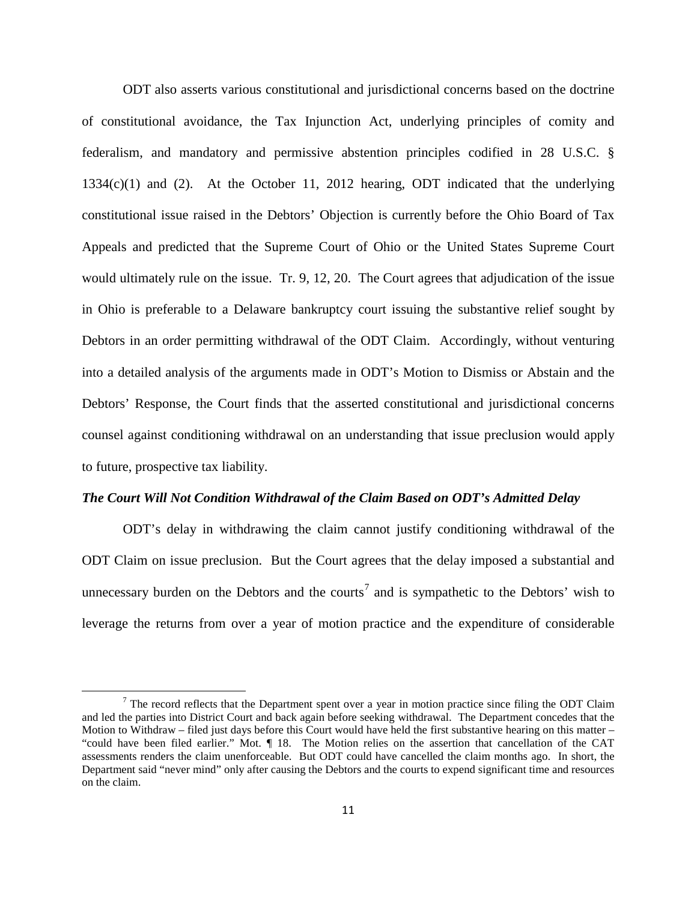ODT also asserts various constitutional and jurisdictional concerns based on the doctrine of constitutional avoidance, the Tax Injunction Act, underlying principles of comity and federalism, and mandatory and permissive abstention principles codified in 28 U.S.C. § 1334(c)(1) and (2). At the October 11, 2012 hearing, ODT indicated that the underlying constitutional issue raised in the Debtors' Objection is currently before the Ohio Board of Tax Appeals and predicted that the Supreme Court of Ohio or the United States Supreme Court would ultimately rule on the issue. Tr. 9, 12, 20. The Court agrees that adjudication of the issue in Ohio is preferable to a Delaware bankruptcy court issuing the substantive relief sought by Debtors in an order permitting withdrawal of the ODT Claim. Accordingly, without venturing into a detailed analysis of the arguments made in ODT's Motion to Dismiss or Abstain and the Debtors' Response, the Court finds that the asserted constitutional and jurisdictional concerns counsel against conditioning withdrawal on an understanding that issue preclusion would apply to future, prospective tax liability.

***The Court Will Not Condition Withdrawal of the Claim Based on ODT's Admitted Delay***

ODT's delay in withdrawing the claim cannot justify conditioning withdrawal of the ODT Claim on issue preclusion. But the Court agrees that the delay imposed a substantial and unnecessary burden on the Debtors and the courts[7] and is sympathetic to the Debtors' wish to leverage the returns from over a year of motion practice and the expenditure of considerable

[7] The record reflects that the Department spent over a year in motion practice since filing the ODT Claim and led the parties into District Court and back again before seeking withdrawal. The Department concedes that the Motion to Withdraw – filed just days before this Court would have held the first substantive hearing on this matter – "could have been filed earlier." Mot. ¶ 18. The Motion relies on the assertion that cancellation of the CAT assessments renders the claim unenforceable. But ODT could have cancelled the claim months ago. In short, the Department said "never mind" only after causing the Debtors and the courts to expend significant time and resources on the claim.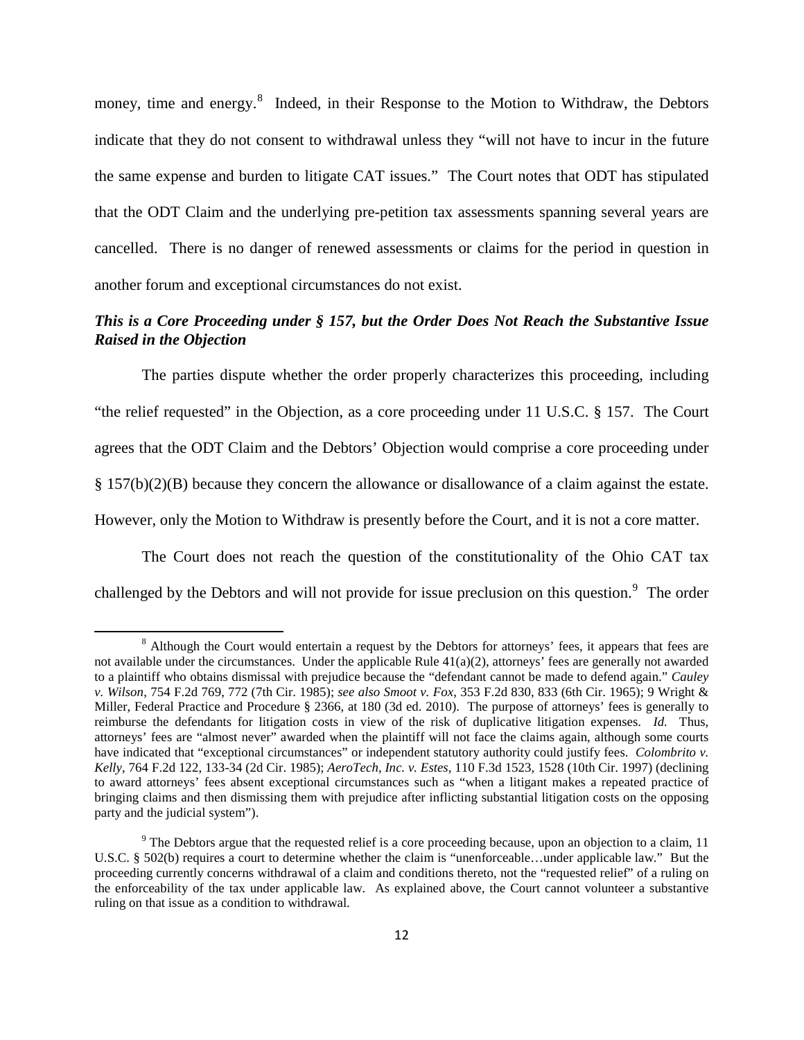money, time and energy.[8] Indeed, in their Response to the Motion to Withdraw, the Debtors indicate that they do not consent to withdrawal unless they "will not have to incur in the future the same expense and burden to litigate CAT issues." The Court notes that ODT has stipulated that the ODT Claim and the underlying pre-petition tax assessments spanning several years are cancelled. There is no danger of renewed assessments or claims for the period in question in another forum and exceptional circumstances do not exist.

***This is a Core Proceeding under § 157, but the Order Does Not Reach the Substantive Issue Raised in the Objection***

The parties dispute whether the order properly characterizes this proceeding, including "the relief requested" in the Objection, as a core proceeding under 11 U.S.C. § 157. The Court agrees that the ODT Claim and the Debtors' Objection would comprise a core proceeding under § 157(b)(2)(B) because they concern the allowance or disallowance of a claim against the estate. However, only the Motion to Withdraw is presently before the Court, and it is not a core matter.

The Court does not reach the question of the constitutionality of the Ohio CAT tax challenged by the Debtors and will not provide for issue preclusion on this question.[9] The order

---

[8] Although the Court would entertain a request by the Debtors for attorneys' fees, it appears that fees are not available under the circumstances. Under the applicable Rule 41(a)(2), attorneys' fees are generally not awarded to a plaintiff who obtains dismissal with prejudice because the "defendant cannot be made to defend again." *Cauley v. Wilson*, 754 F.2d 769, 772 (7th Cir. 1985); *see also Smoot v. Fox*, 353 F.2d 830, 833 (6th Cir. 1965); 9 Wright & Miller, Federal Practice and Procedure § 2366, at 180 (3d ed. 2010). The purpose of attorneys' fees is generally to reimburse the defendants for litigation costs in view of the risk of duplicative litigation expenses. *Id.* Thus, attorneys' fees are "almost never" awarded when the plaintiff will not face the claims again, although some courts have indicated that "exceptional circumstances" or independent statutory authority could justify fees. *Colombrito v. Kelly*, 764 F.2d 122, 133-34 (2d Cir. 1985); *AeroTech, Inc. v. Estes*, 110 F.3d 1523, 1528 (10th Cir. 1997) (declining to award attorneys' fees absent exceptional circumstances such as "when a litigant makes a repeated practice of bringing claims and then dismissing them with prejudice after inflicting substantial litigation costs on the opposing party and the judicial system").

[9] The Debtors argue that the requested relief is a core proceeding because, upon an objection to a claim, 11 U.S.C. § 502(b) requires a court to determine whether the claim is "unenforceable…under applicable law." But the proceeding currently concerns withdrawal of a claim and conditions thereto, not the "requested relief" of a ruling on the enforceability of the tax under applicable law. As explained above, the Court cannot volunteer a substantive ruling on that issue as a condition to withdrawal.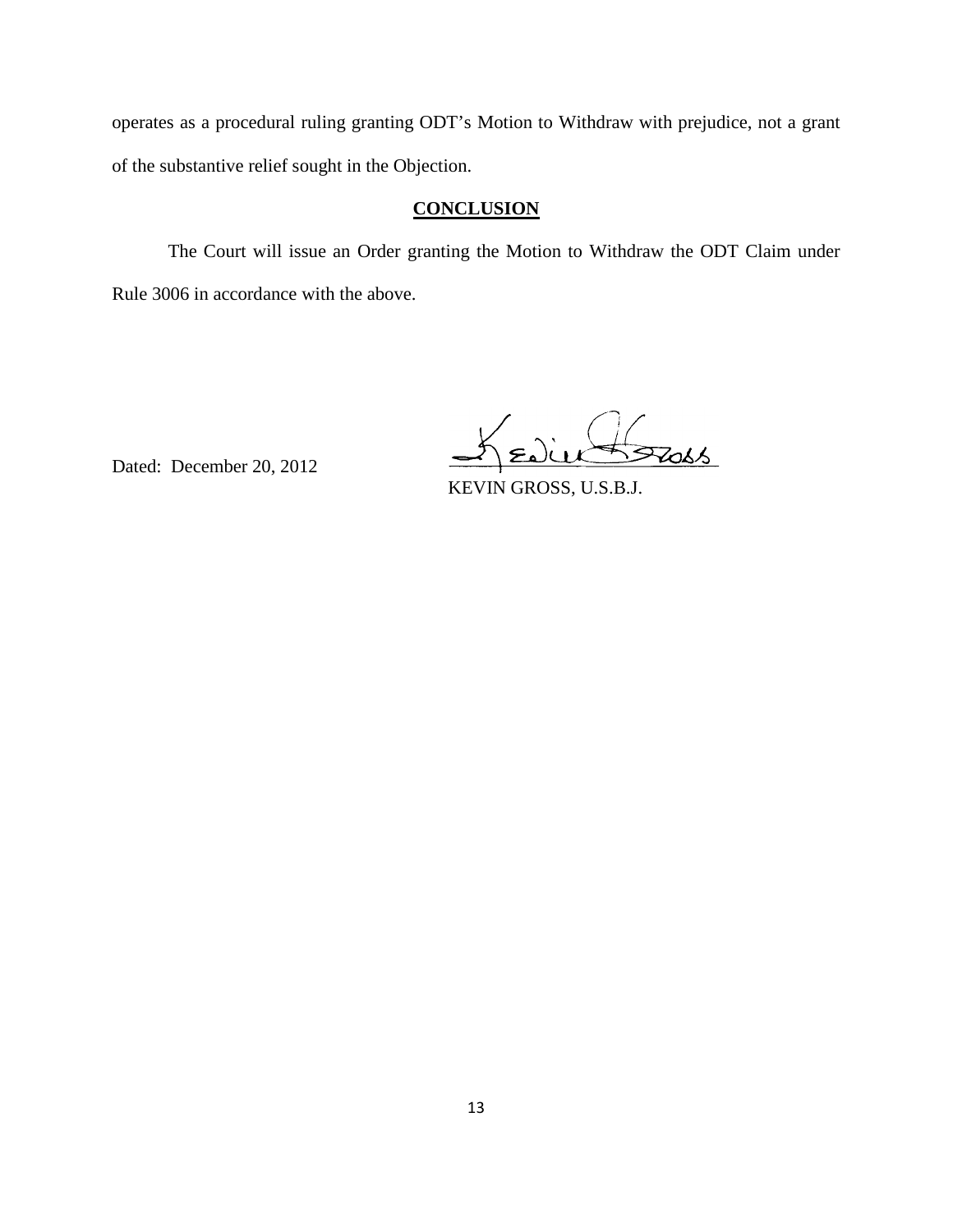operates as a procedural ruling granting ODT's Motion to Withdraw with prejudice, not a grant of the substantive relief sought in the Objection.

## CONCLUSION

The Court will issue an Order granting the Motion to Withdraw the ODT Claim under Rule 3006 in accordance with the above.

Dated: December 20, 2012

KEVIN GROSS, U.S.B.J.